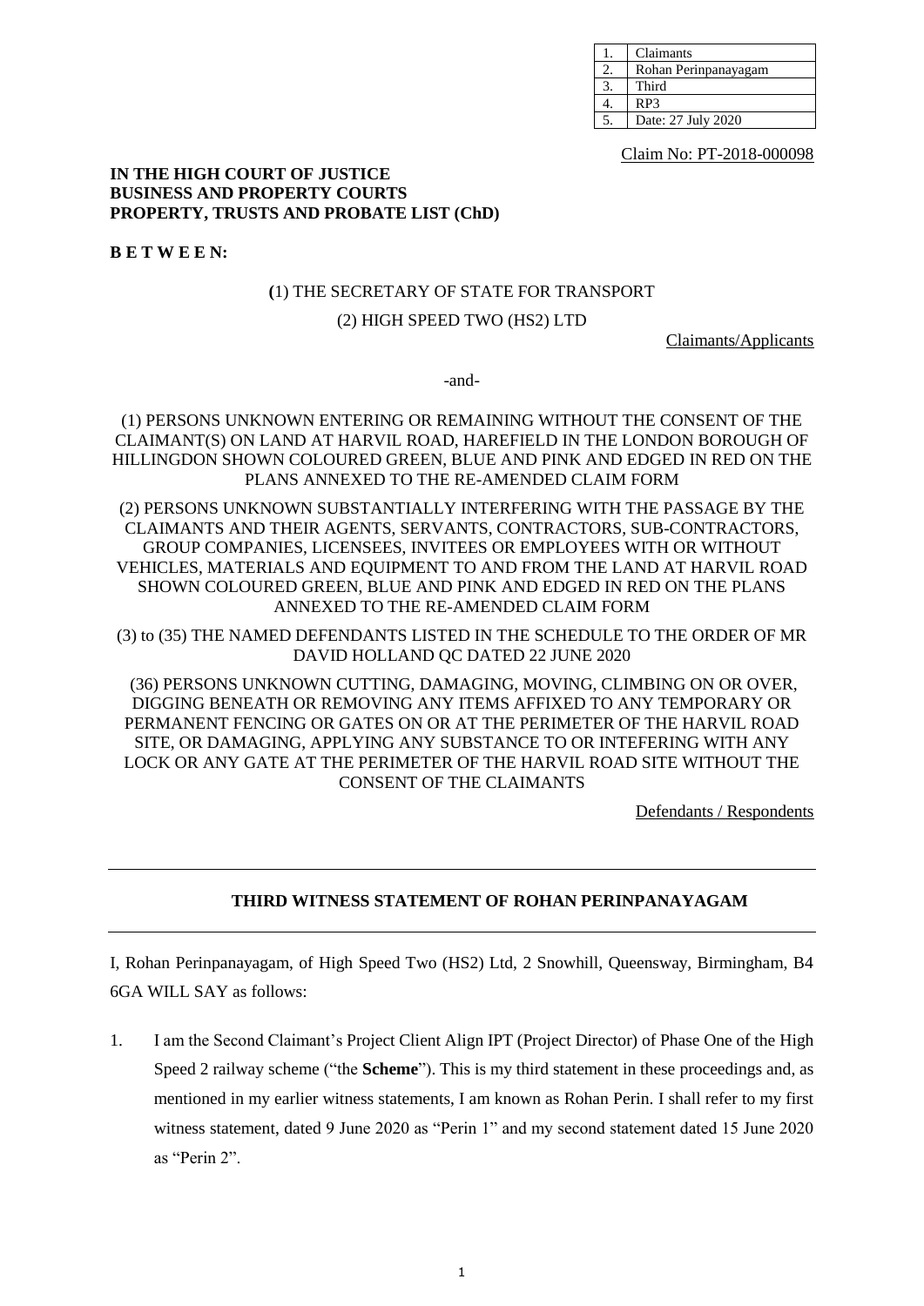| 1. | Claimants |
|---|---|
| 2. | Rohan Perinpanayagam |
| 3. | Third |
| 4. | RP3 |
| 5. | Date: 27 July 2020 |

Claim No: PT-2018-000098

**IN THE HIGH COURT OF JUSTICE**
**BUSINESS AND PROPERTY COURTS**
**PROPERTY, TRUSTS AND PROBATE LIST (ChD)**

**B E T W E E N:**

(1) THE SECRETARY OF STATE FOR TRANSPORT

(2) HIGH SPEED TWO (HS2) LTD

Claimants/Applicants

-and-

(1) PERSONS UNKNOWN ENTERING OR REMAINING WITHOUT THE CONSENT OF THE CLAIMANT(S) ON LAND AT HARVIL ROAD, HAREFIELD IN THE LONDON BOROUGH OF HILLINGDON SHOWN COLOURED GREEN, BLUE AND PINK AND EDGED IN RED ON THE PLANS ANNEXED TO THE RE-AMENDED CLAIM FORM

(2) PERSONS UNKNOWN SUBSTANTIALLY INTERFERING WITH THE PASSAGE BY THE CLAIMANTS AND THEIR AGENTS, SERVANTS, CONTRACTORS, SUB-CONTRACTORS, GROUP COMPANIES, LICENSEES, INVITEES OR EMPLOYEES WITH OR WITHOUT VEHICLES, MATERIALS AND EQUIPMENT TO AND FROM THE LAND AT HARVIL ROAD SHOWN COLOURED GREEN, BLUE AND PINK AND EDGED IN RED ON THE PLANS ANNEXED TO THE RE-AMENDED CLAIM FORM

(3) to (35) THE NAMED DEFENDANTS LISTED IN THE SCHEDULE TO THE ORDER OF MR DAVID HOLLAND QC DATED 22 JUNE 2020

(36) PERSONS UNKNOWN CUTTING, DAMAGING, MOVING, CLIMBING ON OR OVER, DIGGING BENEATH OR REMOVING ANY ITEMS AFFIXED TO ANY TEMPORARY OR PERMANENT FENCING OR GATES ON OR AT THE PERIMETER OF THE HARVIL ROAD SITE, OR DAMAGING, APPLYING ANY SUBSTANCE TO OR INTEFERING WITH ANY LOCK OR ANY GATE AT THE PERIMETER OF THE HARVIL ROAD SITE WITHOUT THE CONSENT OF THE CLAIMANTS

Defendants / Respondents

---

**THIRD WITNESS STATEMENT OF ROHAN PERINPANAYAGAM**

---

I, Rohan Perinpanayagam, of High Speed Two (HS2) Ltd, 2 Snowhill, Queensway, Birmingham, B4 6GA WILL SAY as follows:

1. I am the Second Claimant's Project Client Align IPT (Project Director) of Phase One of the High Speed 2 railway scheme ("the **Scheme**"). This is my third statement in these proceedings and, as mentioned in my earlier witness statements, I am known as Rohan Perin. I shall refer to my first witness statement, dated 9 June 2020 as "Perin 1" and my second statement dated 15 June 2020 as "Perin 2".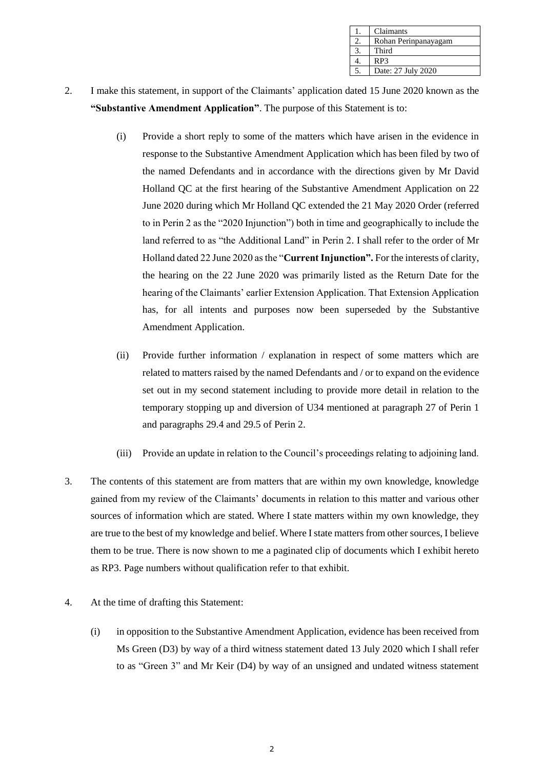| 1. | Claimants |
|---|---|
| 2. | Rohan Perinpanayagam |
| 3. | Third |
| 4. | RP3 |
| 5. | Date: 27 July 2020 |

2. I make this statement, in support of the Claimants' application dated 15 June 2020 known as the **"Substantive Amendment Application"**. The purpose of this Statement is to:

   (i) Provide a short reply to some of the matters which have arisen in the evidence in response to the Substantive Amendment Application which has been filed by two of the named Defendants and in accordance with the directions given by Mr David Holland QC at the first hearing of the Substantive Amendment Application on 22 June 2020 during which Mr Holland QC extended the 21 May 2020 Order (referred to in Perin 2 as the "2020 Injunction") both in time and geographically to include the land referred to as "the Additional Land" in Perin 2. I shall refer to the order of Mr Holland dated 22 June 2020 as the "**Current Injunction".** For the interests of clarity, the hearing on the 22 June 2020 was primarily listed as the Return Date for the hearing of the Claimants' earlier Extension Application. That Extension Application has, for all intents and purposes now been superseded by the Substantive Amendment Application.

   (ii) Provide further information / explanation in respect of some matters which are related to matters raised by the named Defendants and / or to expand on the evidence set out in my second statement including to provide more detail in relation to the temporary stopping up and diversion of U34 mentioned at paragraph 27 of Perin 1 and paragraphs 29.4 and 29.5 of Perin 2.

   (iii) Provide an update in relation to the Council's proceedings relating to adjoining land.

3. The contents of this statement are from matters that are within my own knowledge, knowledge gained from my review of the Claimants' documents in relation to this matter and various other sources of information which are stated. Where I state matters within my own knowledge, they are true to the best of my knowledge and belief. Where I state matters from other sources, I believe them to be true. There is now shown to me a paginated clip of documents which I exhibit hereto as RP3. Page numbers without qualification refer to that exhibit.

4. At the time of drafting this Statement:

   (i) in opposition to the Substantive Amendment Application, evidence has been received from Ms Green (D3) by way of a third witness statement dated 13 July 2020 which I shall refer to as "Green 3" and Mr Keir (D4) by way of an unsigned and undated witness statement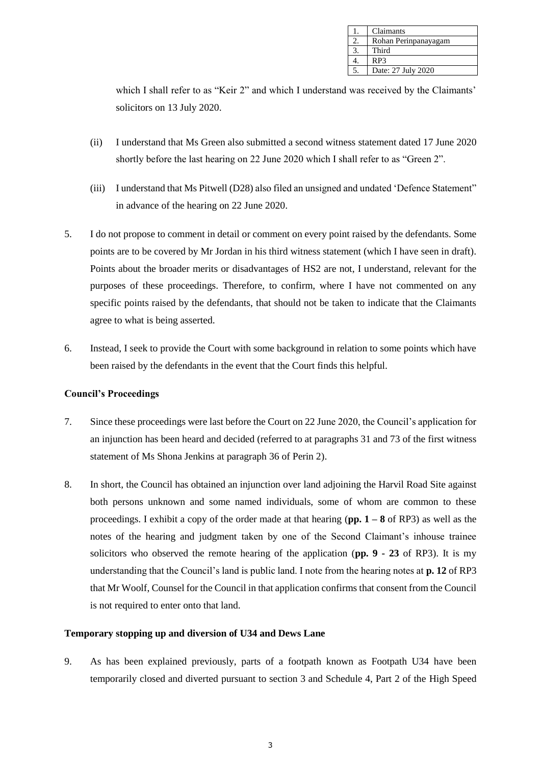| 1. | Claimants |
|---|---|
| 2. | Rohan Perinpanayagam |
| 3. | Third |
| 4. | RP3 |
| 5. | Date: 27 July 2020 |

which I shall refer to as "Keir 2" and which I understand was received by the Claimants' solicitors on 13 July 2020.

(ii) I understand that Ms Green also submitted a second witness statement dated 17 June 2020 shortly before the last hearing on 22 June 2020 which I shall refer to as "Green 2".

(iii) I understand that Ms Pitwell (D28) also filed an unsigned and undated 'Defence Statement" in advance of the hearing on 22 June 2020.

5. I do not propose to comment in detail or comment on every point raised by the defendants. Some points are to be covered by Mr Jordan in his third witness statement (which I have seen in draft). Points about the broader merits or disadvantages of HS2 are not, I understand, relevant for the purposes of these proceedings. Therefore, to confirm, where I have not commented on any specific points raised by the defendants, that should not be taken to indicate that the Claimants agree to what is being asserted.

6. Instead, I seek to provide the Court with some background in relation to some points which have been raised by the defendants in the event that the Court finds this helpful.

**Council's Proceedings**

7. Since these proceedings were last before the Court on 22 June 2020, the Council's application for an injunction has been heard and decided (referred to at paragraphs 31 and 73 of the first witness statement of Ms Shona Jenkins at paragraph 36 of Perin 2).

8. In short, the Council has obtained an injunction over land adjoining the Harvil Road Site against both persons unknown and some named individuals, some of whom are common to these proceedings. I exhibit a copy of the order made at that hearing (**pp. 1 – 8** of RP3) as well as the notes of the hearing and judgment taken by one of the Second Claimant's inhouse trainee solicitors who observed the remote hearing of the application (**pp. 9 - 23** of RP3). It is my understanding that the Council's land is public land. I note from the hearing notes at **p. 12** of RP3 that Mr Woolf, Counsel for the Council in that application confirms that consent from the Council is not required to enter onto that land.

**Temporary stopping up and diversion of U34 and Dews Lane**

9. As has been explained previously, parts of a footpath known as Footpath U34 have been temporarily closed and diverted pursuant to section 3 and Schedule 4, Part 2 of the High Speed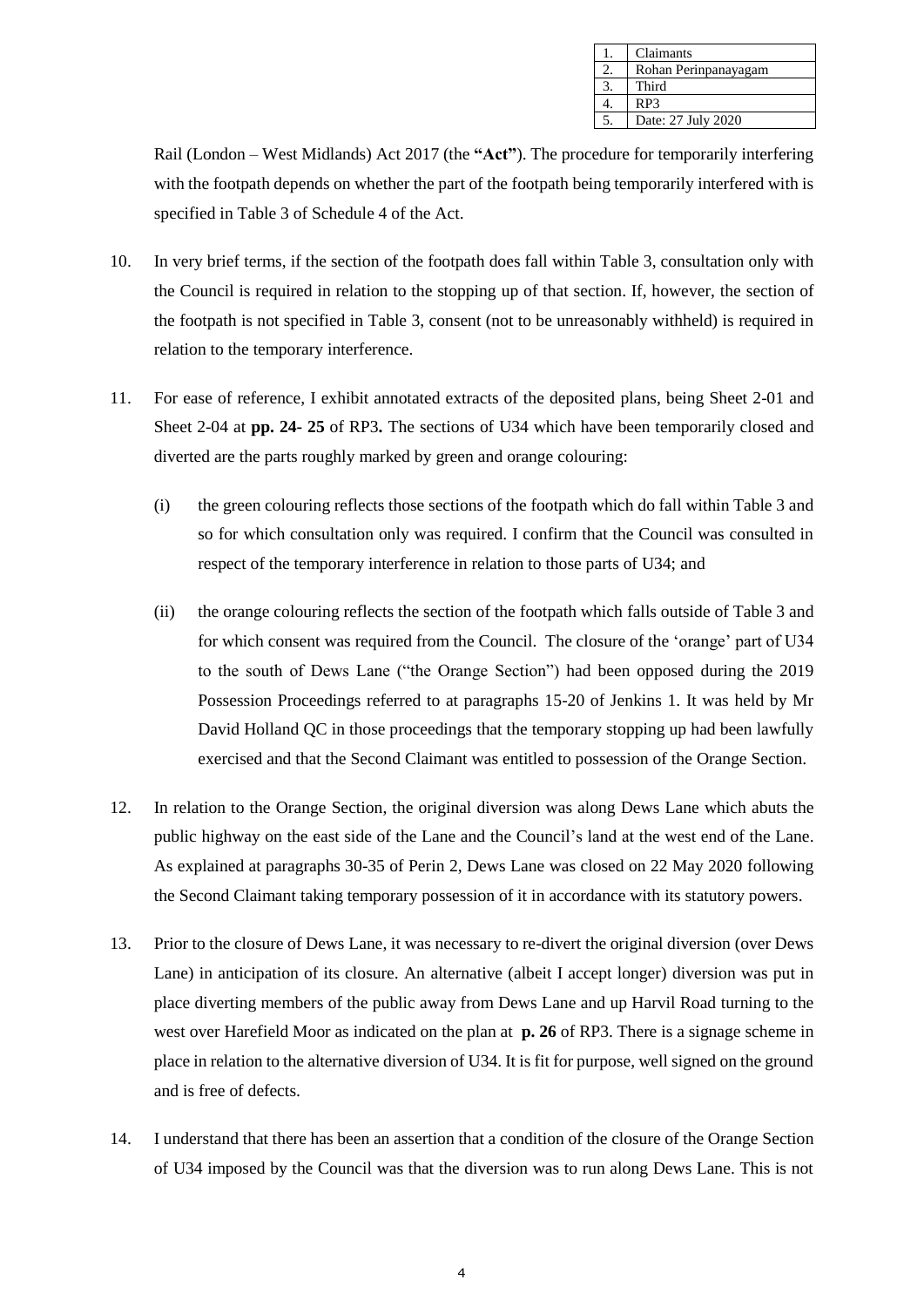| 1. | Claimants |
|---|---|
| 2. | Rohan Perinpanayagam |
| 3. | Third |
| 4. | RP3 |
| 5. | Date: 27 July 2020 |

Rail (London – West Midlands) Act 2017 (the **"Act"**). The procedure for temporarily interfering with the footpath depends on whether the part of the footpath being temporarily interfered with is specified in Table 3 of Schedule 4 of the Act.

10. In very brief terms, if the section of the footpath does fall within Table 3, consultation only with the Council is required in relation to the stopping up of that section. If, however, the section of the footpath is not specified in Table 3, consent (not to be unreasonably withheld) is required in relation to the temporary interference.

11. For ease of reference, I exhibit annotated extracts of the deposited plans, being Sheet 2-01 and Sheet 2-04 at **pp. 24- 25** of RP3**.** The sections of U34 which have been temporarily closed and diverted are the parts roughly marked by green and orange colouring:

    (i) the green colouring reflects those sections of the footpath which do fall within Table 3 and so for which consultation only was required. I confirm that the Council was consulted in respect of the temporary interference in relation to those parts of U34; and

    (ii) the orange colouring reflects the section of the footpath which falls outside of Table 3 and for which consent was required from the Council. The closure of the 'orange' part of U34 to the south of Dews Lane ("the Orange Section") had been opposed during the 2019 Possession Proceedings referred to at paragraphs 15-20 of Jenkins 1. It was held by Mr David Holland QC in those proceedings that the temporary stopping up had been lawfully exercised and that the Second Claimant was entitled to possession of the Orange Section.

12. In relation to the Orange Section, the original diversion was along Dews Lane which abuts the public highway on the east side of the Lane and the Council's land at the west end of the Lane. As explained at paragraphs 30-35 of Perin 2, Dews Lane was closed on 22 May 2020 following the Second Claimant taking temporary possession of it in accordance with its statutory powers.

13. Prior to the closure of Dews Lane, it was necessary to re-divert the original diversion (over Dews Lane) in anticipation of its closure. An alternative (albeit I accept longer) diversion was put in place diverting members of the public away from Dews Lane and up Harvil Road turning to the west over Harefield Moor as indicated on the plan at **p. 26** of RP3. There is a signage scheme in place in relation to the alternative diversion of U34. It is fit for purpose, well signed on the ground and is free of defects.

14. I understand that there has been an assertion that a condition of the closure of the Orange Section of U34 imposed by the Council was that the diversion was to run along Dews Lane. This is not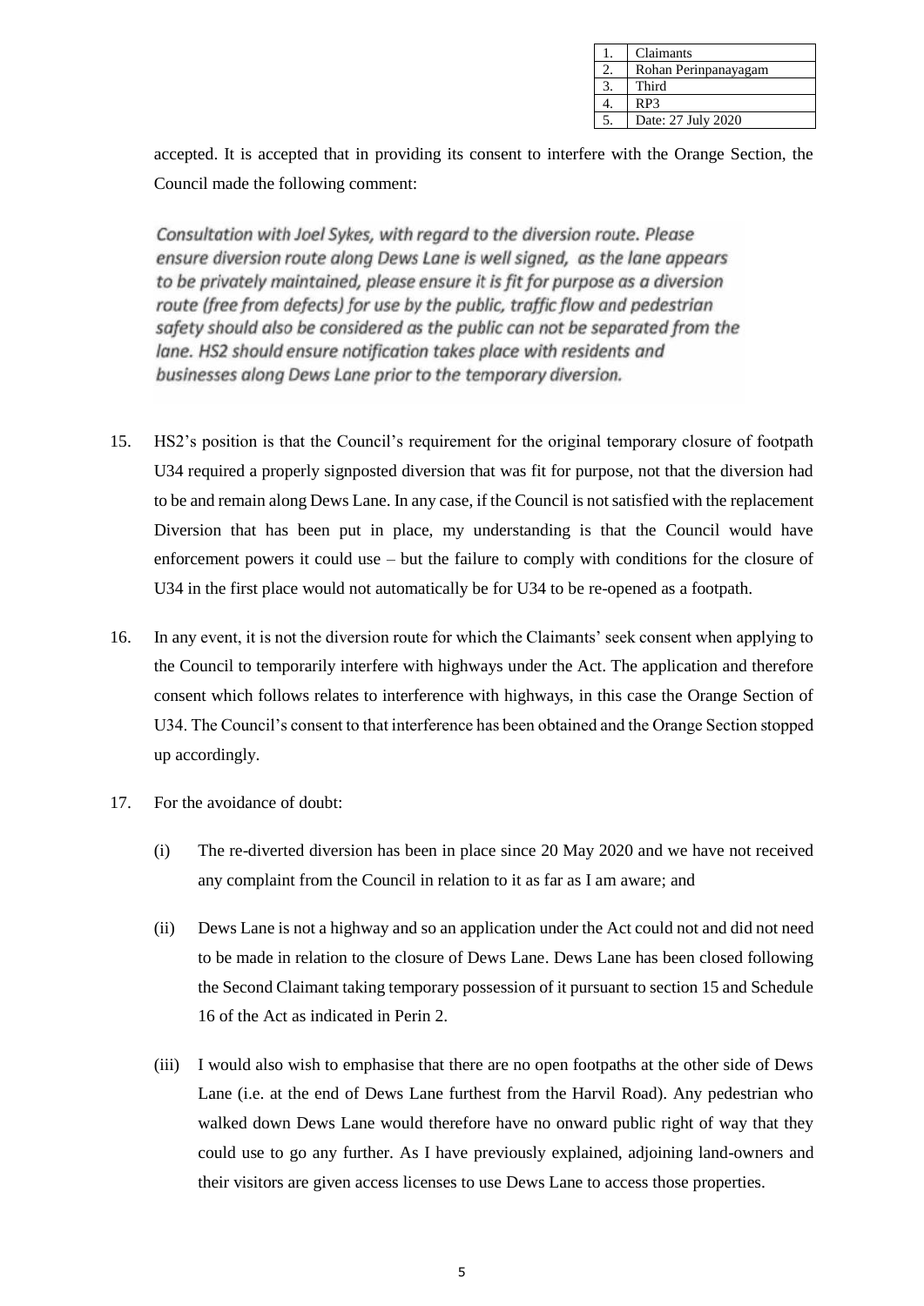| 1. | Claimants |
|---|---|
| 2. | Rohan Perinpanayagam |
| 3. | Third |
| 4. | RP3 |
| 5. | Date: 27 July 2020 |

accepted. It is accepted that in providing its consent to interfere with the Orange Section, the Council made the following comment:

> *Consultation with Joel Sykes, with regard to the diversion route. Please ensure diversion route along Dews Lane is well signed, as the lane appears to be privately maintained, please ensure it is fit for purpose as a diversion route (free from defects) for use by the public, traffic flow and pedestrian safety should also be considered as the public can not be separated from the lane. HS2 should ensure notification takes place with residents and businesses along Dews Lane prior to the temporary diversion.*

15. HS2's position is that the Council's requirement for the original temporary closure of footpath U34 required a properly signposted diversion that was fit for purpose, not that the diversion had to be and remain along Dews Lane. In any case, if the Council is not satisfied with the replacement Diversion that has been put in place, my understanding is that the Council would have enforcement powers it could use – but the failure to comply with conditions for the closure of U34 in the first place would not automatically be for U34 to be re-opened as a footpath.

16. In any event, it is not the diversion route for which the Claimants' seek consent when applying to the Council to temporarily interfere with highways under the Act. The application and therefore consent which follows relates to interference with highways, in this case the Orange Section of U34. The Council's consent to that interference has been obtained and the Orange Section stopped up accordingly.

17. For the avoidance of doubt:

    (i) The re-diverted diversion has been in place since 20 May 2020 and we have not received any complaint from the Council in relation to it as far as I am aware; and

    (ii) Dews Lane is not a highway and so an application under the Act could not and did not need to be made in relation to the closure of Dews Lane. Dews Lane has been closed following the Second Claimant taking temporary possession of it pursuant to section 15 and Schedule 16 of the Act as indicated in Perin 2.

    (iii) I would also wish to emphasise that there are no open footpaths at the other side of Dews Lane (i.e. at the end of Dews Lane furthest from the Harvil Road). Any pedestrian who walked down Dews Lane would therefore have no onward public right of way that they could use to go any further. As I have previously explained, adjoining land-owners and their visitors are given access licenses to use Dews Lane to access those properties.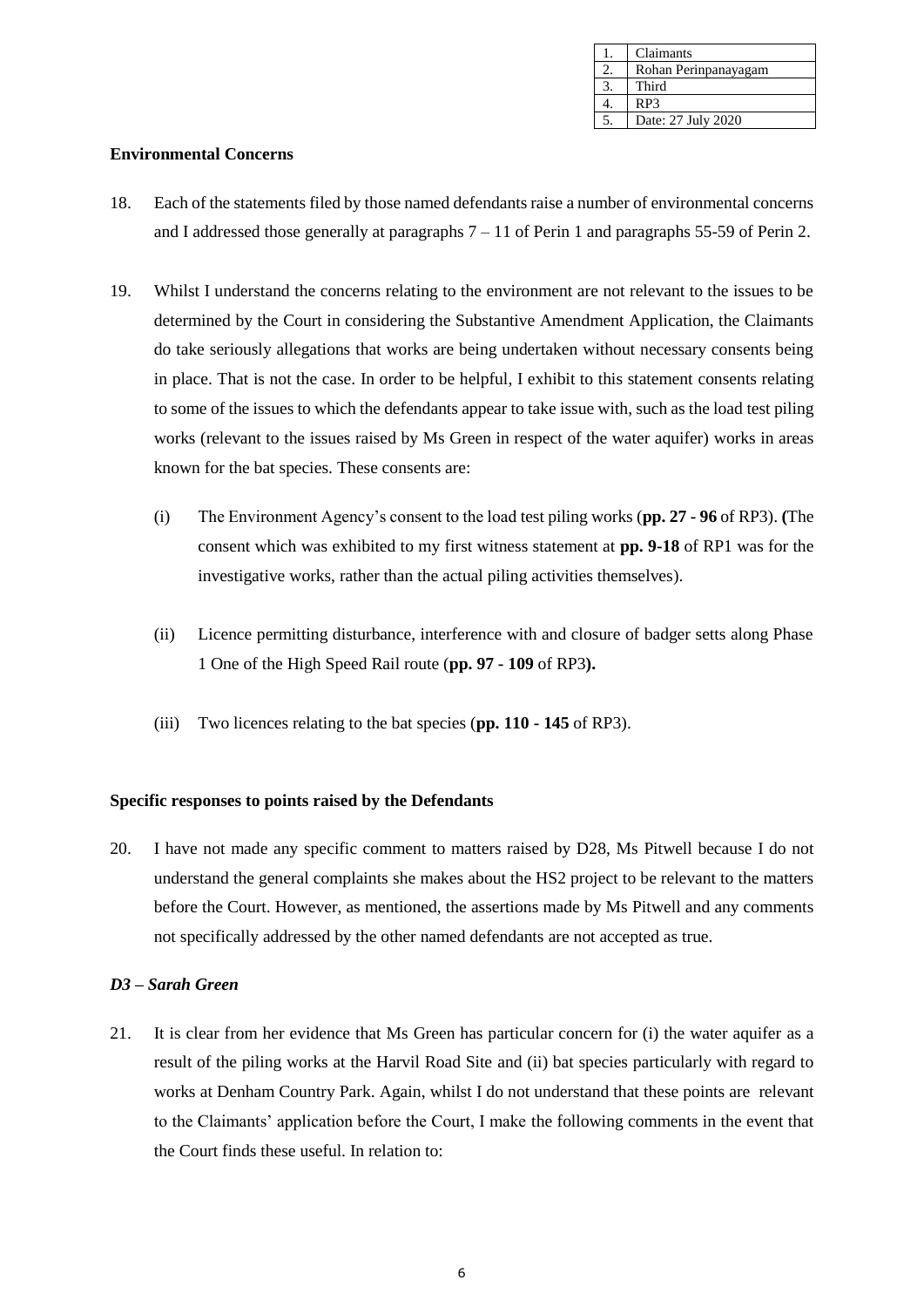| 1. | Claimants |
| --- | --- |
| 2. | Rohan Perinpanayagam |
| 3. | Third |
| 4. | RP3 |
| 5. | Date: 27 July 2020 |

**Environmental Concerns**

18. Each of the statements filed by those named defendants raise a number of environmental concerns and I addressed those generally at paragraphs 7 – 11 of Perin 1 and paragraphs 55-59 of Perin 2.

19. Whilst I understand the concerns relating to the environment are not relevant to the issues to be determined by the Court in considering the Substantive Amendment Application, the Claimants do take seriously allegations that works are being undertaken without necessary consents being in place. That is not the case. In order to be helpful, I exhibit to this statement consents relating to some of the issues to which the defendants appear to take issue with, such as the load test piling works (relevant to the issues raised by Ms Green in respect of the water aquifer) works in areas known for the bat species. These consents are:

    (i) The Environment Agency's consent to the load test piling works (**pp. 27 - 96** of RP3). **(**The consent which was exhibited to my first witness statement at **pp. 9-18** of RP1 was for the investigative works, rather than the actual piling activities themselves).

    (ii) Licence permitting disturbance, interference with and closure of badger setts along Phase 1 One of the High Speed Rail route (**pp. 97 - 109** of RP3**).**

    (iii) Two licences relating to the bat species (**pp. 110 - 145** of RP3).

**Specific responses to points raised by the Defendants**

20. I have not made any specific comment to matters raised by D28, Ms Pitwell because I do not understand the general complaints she makes about the HS2 project to be relevant to the matters before the Court. However, as mentioned, the assertions made by Ms Pitwell and any comments not specifically addressed by the other named defendants are not accepted as true.

***D3 – Sarah Green***

21. It is clear from her evidence that Ms Green has particular concern for (i) the water aquifer as a result of the piling works at the Harvil Road Site and (ii) bat species particularly with regard to works at Denham Country Park. Again, whilst I do not understand that these points are relevant to the Claimants' application before the Court, I make the following comments in the event that the Court finds these useful. In relation to: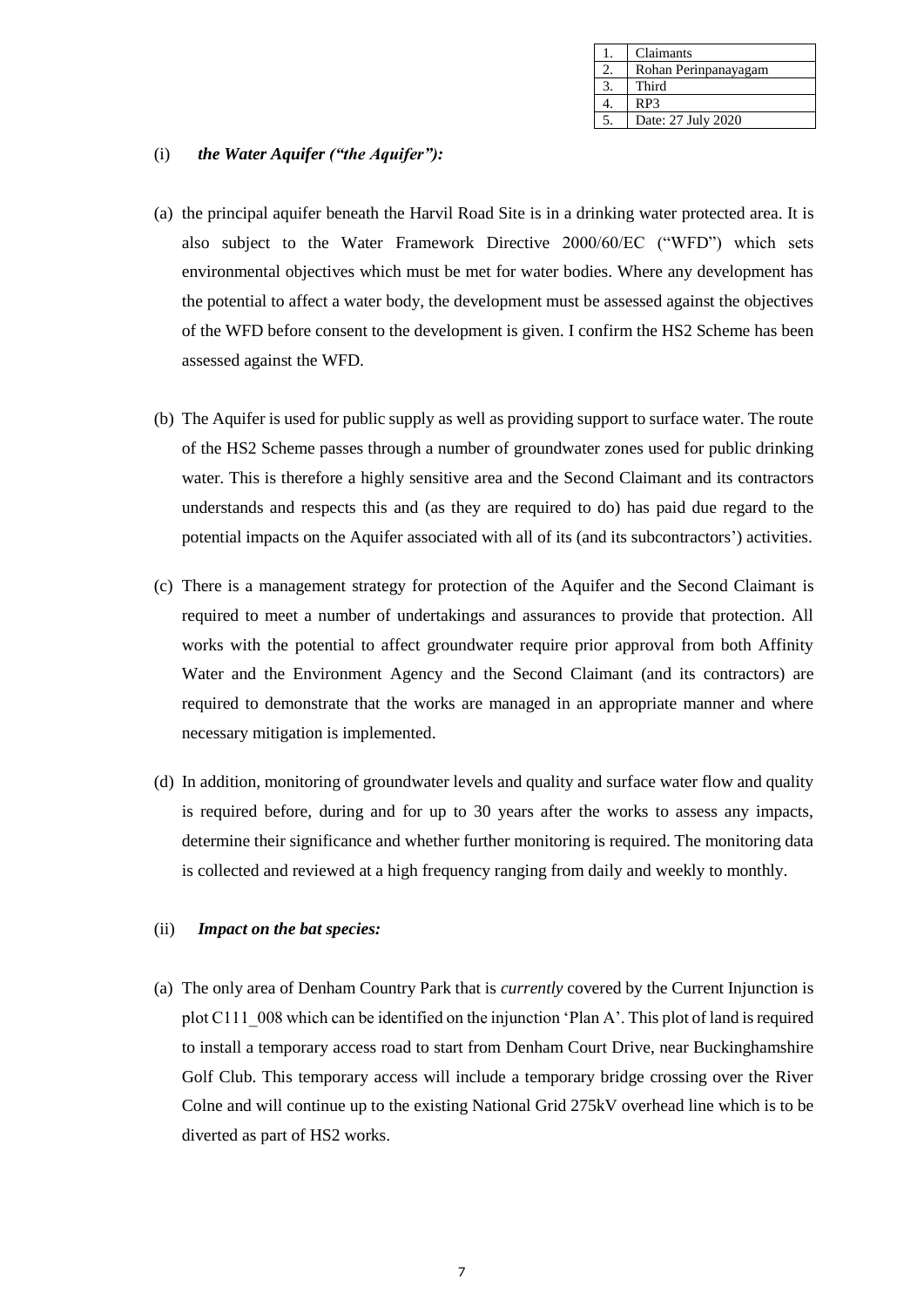| 1. | Claimants |
|---|---|
| 2. | Rohan Perinpanayagam |
| 3. | Third |
| 4. | RP3 |
| 5. | Date: 27 July 2020 |

(i) ***the Water Aquifer ("the Aquifer"):***

(a) the principal aquifer beneath the Harvil Road Site is in a drinking water protected area. It is also subject to the Water Framework Directive 2000/60/EC ("WFD") which sets environmental objectives which must be met for water bodies. Where any development has the potential to affect a water body, the development must be assessed against the objectives of the WFD before consent to the development is given. I confirm the HS2 Scheme has been assessed against the WFD.

(b) The Aquifer is used for public supply as well as providing support to surface water. The route of the HS2 Scheme passes through a number of groundwater zones used for public drinking water. This is therefore a highly sensitive area and the Second Claimant and its contractors understands and respects this and (as they are required to do) has paid due regard to the potential impacts on the Aquifer associated with all of its (and its subcontractors') activities.

(c) There is a management strategy for protection of the Aquifer and the Second Claimant is required to meet a number of undertakings and assurances to provide that protection. All works with the potential to affect groundwater require prior approval from both Affinity Water and the Environment Agency and the Second Claimant (and its contractors) are required to demonstrate that the works are managed in an appropriate manner and where necessary mitigation is implemented.

(d) In addition, monitoring of groundwater levels and quality and surface water flow and quality is required before, during and for up to 30 years after the works to assess any impacts, determine their significance and whether further monitoring is required. The monitoring data is collected and reviewed at a high frequency ranging from daily and weekly to monthly.

(ii) ***Impact on the bat species:***

(a) The only area of Denham Country Park that is *currently* covered by the Current Injunction is plot C111_008 which can be identified on the injunction 'Plan A'. This plot of land is required to install a temporary access road to start from Denham Court Drive, near Buckinghamshire Golf Club. This temporary access will include a temporary bridge crossing over the River Colne and will continue up to the existing National Grid 275kV overhead line which is to be diverted as part of HS2 works.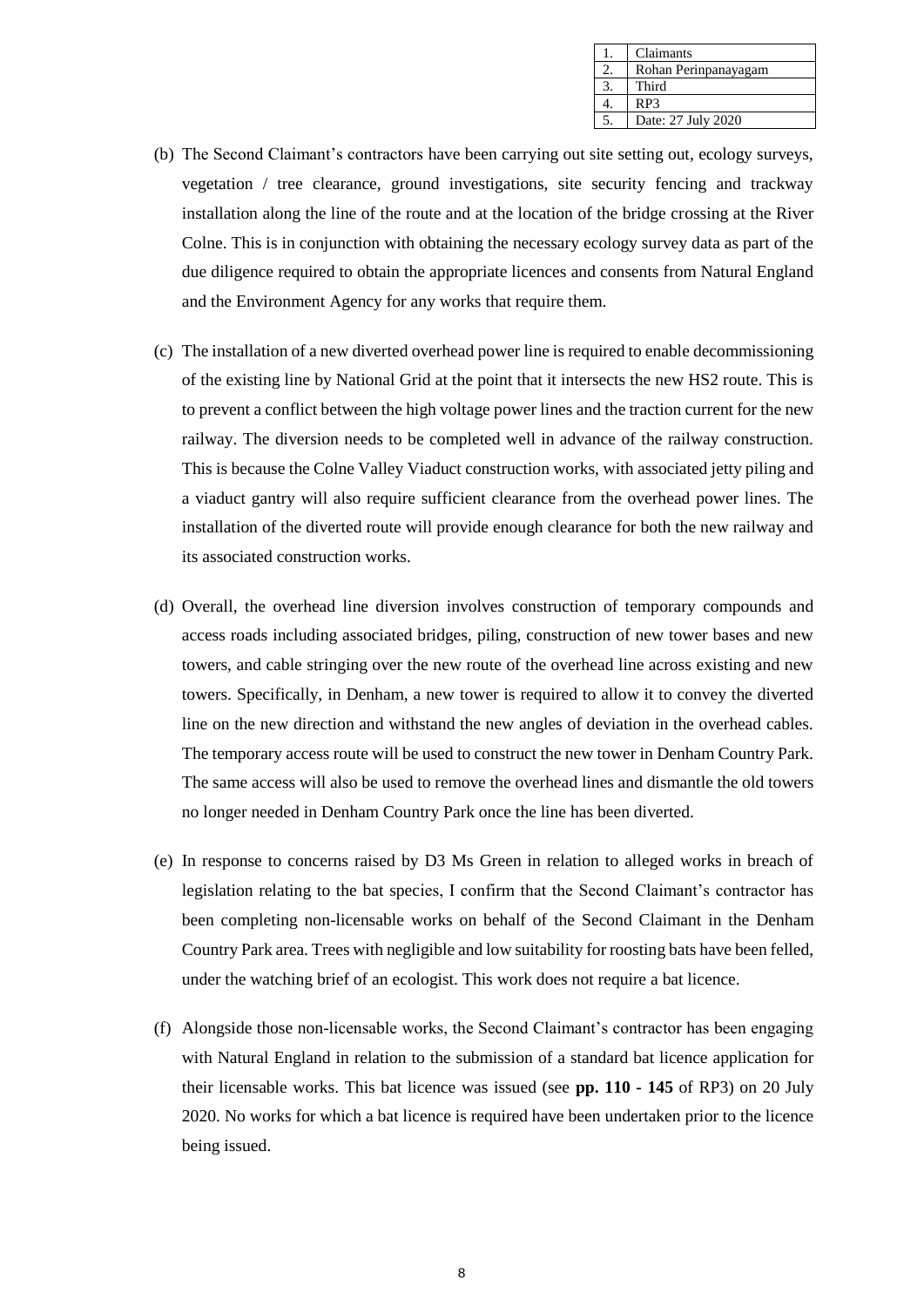| 1. | Claimants |
|---|---|
| 2. | Rohan Perinpanayagam |
| 3. | Third |
| 4. | RP3 |
| 5. | Date: 27 July 2020 |

(b) The Second Claimant's contractors have been carrying out site setting out, ecology surveys, vegetation / tree clearance, ground investigations, site security fencing and trackway installation along the line of the route and at the location of the bridge crossing at the River Colne. This is in conjunction with obtaining the necessary ecology survey data as part of the due diligence required to obtain the appropriate licences and consents from Natural England and the Environment Agency for any works that require them.

(c) The installation of a new diverted overhead power line is required to enable decommissioning of the existing line by National Grid at the point that it intersects the new HS2 route. This is to prevent a conflict between the high voltage power lines and the traction current for the new railway. The diversion needs to be completed well in advance of the railway construction. This is because the Colne Valley Viaduct construction works, with associated jetty piling and a viaduct gantry will also require sufficient clearance from the overhead power lines. The installation of the diverted route will provide enough clearance for both the new railway and its associated construction works.

(d) Overall, the overhead line diversion involves construction of temporary compounds and access roads including associated bridges, piling, construction of new tower bases and new towers, and cable stringing over the new route of the overhead line across existing and new towers. Specifically, in Denham, a new tower is required to allow it to convey the diverted line on the new direction and withstand the new angles of deviation in the overhead cables. The temporary access route will be used to construct the new tower in Denham Country Park. The same access will also be used to remove the overhead lines and dismantle the old towers no longer needed in Denham Country Park once the line has been diverted.

(e) In response to concerns raised by D3 Ms Green in relation to alleged works in breach of legislation relating to the bat species, I confirm that the Second Claimant's contractor has been completing non-licensable works on behalf of the Second Claimant in the Denham Country Park area. Trees with negligible and low suitability for roosting bats have been felled, under the watching brief of an ecologist. This work does not require a bat licence.

(f) Alongside those non-licensable works, the Second Claimant's contractor has been engaging with Natural England in relation to the submission of a standard bat licence application for their licensable works. This bat licence was issued (see **pp. 110 - 145** of RP3) on 20 July 2020. No works for which a bat licence is required have been undertaken prior to the licence being issued.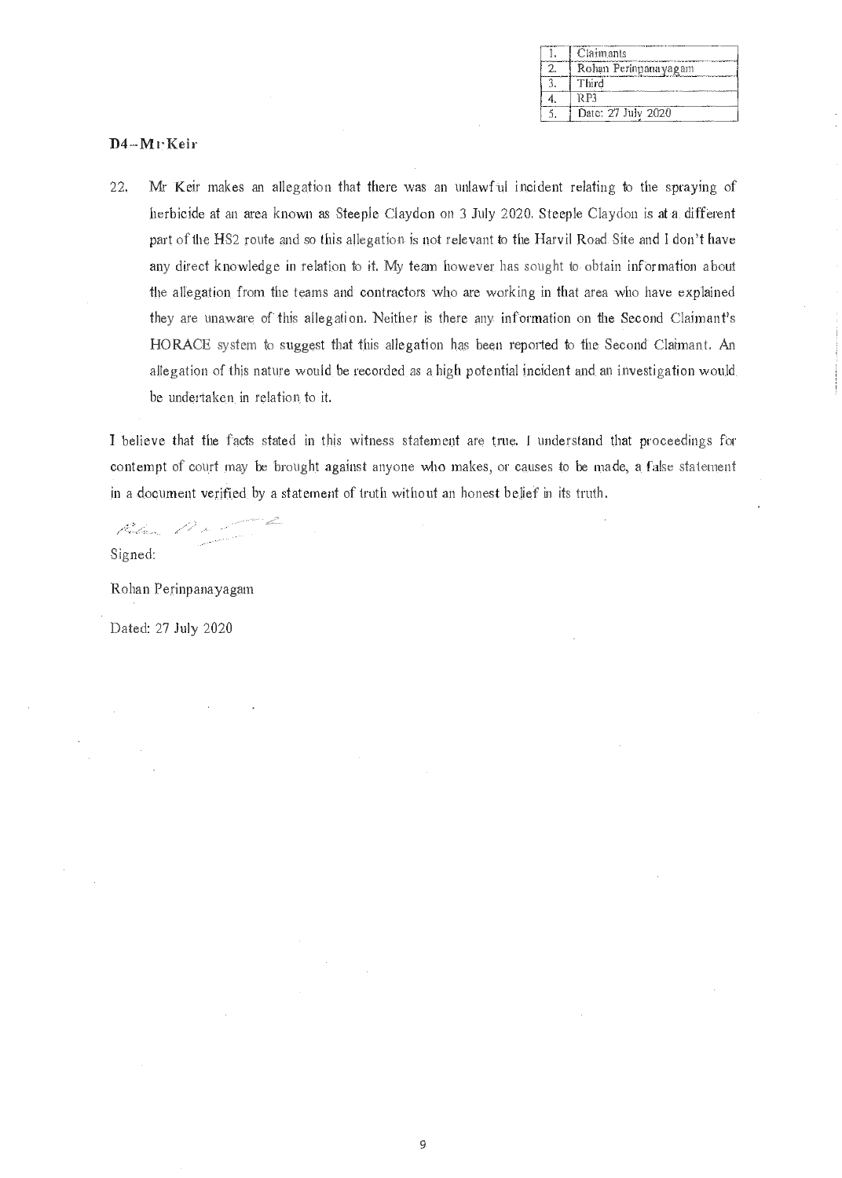| | |
|---|---|
| 1. | Claimants |
| 2. | Rohan Perinpanayagam |
| 3. | Third |
| 4. | RP3 |
| 5. | Date: 27 July 2020 |

**D4 – Mr Keir**

22. Mr Keir makes an allegation that there was an unlawful incident relating to the spraying of herbicide at an area known as Steeple Claydon on 3 July 2020. Steeple Claydon is at a different part of the HS2 route and so this allegation is not relevant to the Harvil Road Site and I don't have any direct knowledge in relation to it. My team however has sought to obtain information about the allegation from the teams and contractors who are working in that area who have explained they are unaware of this allegation. Neither is there any information on the Second Claimant's HORACE system to suggest that this allegation has been reported to the Second Claimant. An allegation of this nature would be recorded as a high potential incident and an investigation would be undertaken in relation to it.

I believe that the facts stated in this witness statement are true. I understand that proceedings for contempt of court may be brought against anyone who makes, or causes to be made, a false statement in a document verified by a statement of truth without an honest belief in its truth.

Signed:

Rohan Perinpanayagam

Dated: 27 July 2020